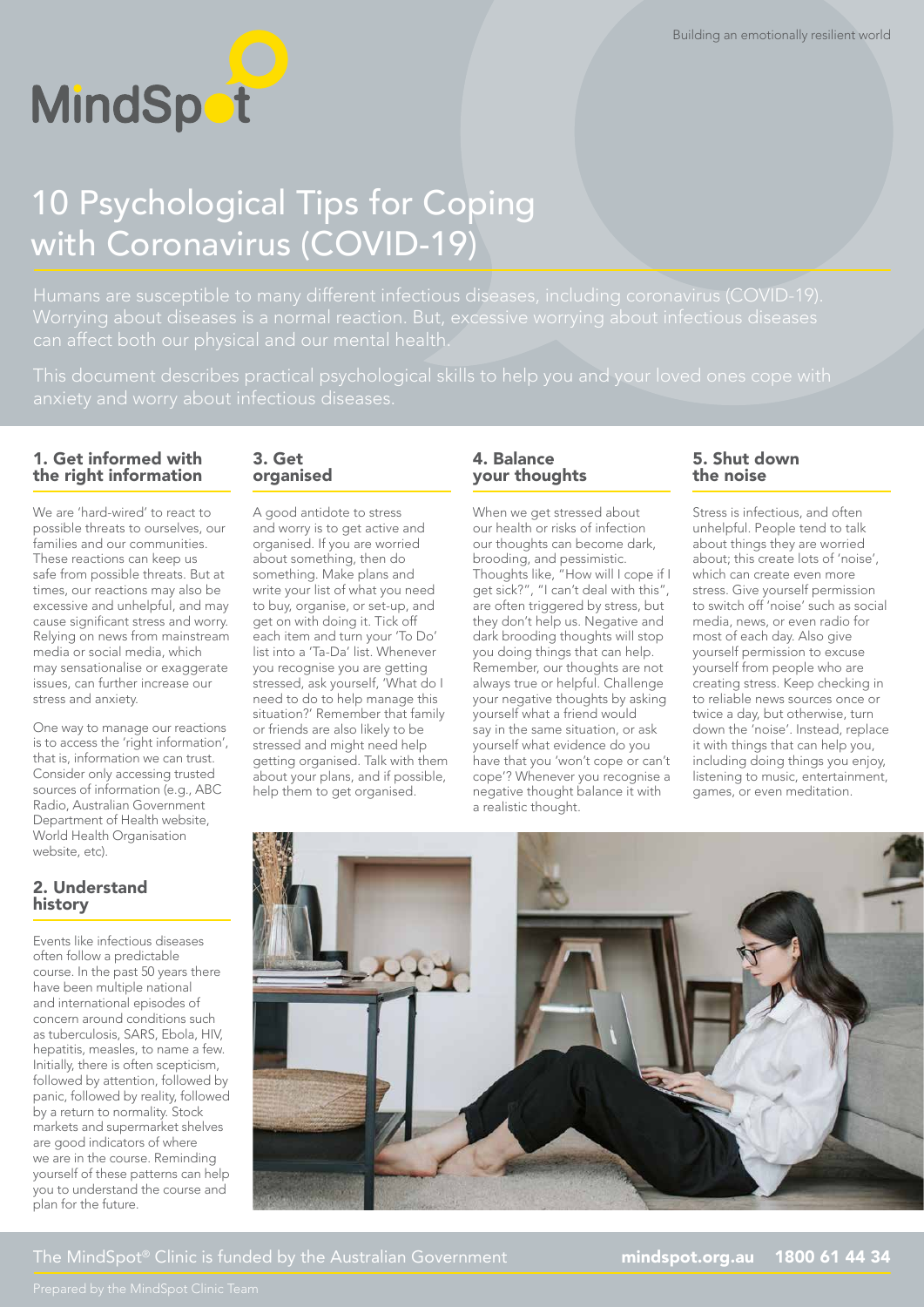# 10 Psychological Tips for Coping with Coronavirus (COVID-19)

Humans are susceptible to many different infectious diseases, including coronavirus (COVID-19). Worrying about diseases is a normal reaction. But, excessive worrying about infectious diseases can affect both our physical and our mental health.

This document describes practical psychological skills to help you and your loved ones cope with anxiety and worry about infectious diseases.

## 1. Get informed with the right information

We are 'hard-wired' to react to possible threats to ourselves, our families and our communities. These reactions can keep us safe from possible threats. But at times, our reactions may also be excessive and unhelpful, and may cause significant stress and worry. Relying on news from mainstream media or social media, which may sensationalise or exaggerate issues, can further increase our stress and anxiety.

One way to manage our reactions is to access the 'right information', that is, information we can trust. Consider only accessing trusted sources of information (e.g., ABC Radio, Australian Government Department of Health website, World Health Organisation website, etc).

## 2. Understand history

Events like infectious diseases often follow a predictable course. In the past 50 years there have been multiple national and international episodes of concern around conditions such as tuberculosis, SARS, Ebola, HIV, hepatitis, measles, to name a few. Initially, there is often scepticism, followed by attention, followed by panic, followed by reality, followed by a return to normality. Stock markets and supermarket shelves are good indicators of where we are in the course. Reminding yourself of these patterns can help you to understand the course and plan for the future.

## 3. Get organised

A good antidote to stress and worry is to get active and organised. If you are worried about something, then do something. Make plans and write your list of what you need to buy, organise, or set-up, and get on with doing it. Tick off each item and turn your 'To Do' list into a 'Ta-Da' list. Whenever you recognise you are getting stressed, ask yourself, 'What do I need to do to help manage this situation?' Remember that family or friends are also likely to be stressed and might need help getting organised. Talk with them about your plans, and if possible, help them to get organised.

## 4. Balance your thoughts

When we get stressed about our health or risks of infection our thoughts can become dark, brooding, and pessimistic. Thoughts like, "How will I cope if I get sick?", "I can't deal with this", are often triggered by stress, but they don't help us. Negative and dark brooding thoughts will stop you doing things that can help. Remember, our thoughts are not always true or helpful. Challenge your negative thoughts by asking yourself what a friend would say in the same situation, or ask yourself what evidence do you have that you 'won't cope or can't cope'? Whenever you recognise a negative thought balance it with a realistic thought.

## 5. Shut down the noise

Stress is infectious, and often unhelpful. People tend to talk about things they are worried about; this create lots of 'noise', which can create even more stress. Give yourself permission to switch off 'noise' such as social media, news, or even radio for most of each day. Also give yourself permission to excuse yourself from people who are creating stress. Keep checking in to reliable news sources once or twice a day, but otherwise, turn down the 'noise'. Instead, replace it with things that can help you, including doing things you enjoy, listening to music, entertainment, games, or even meditation.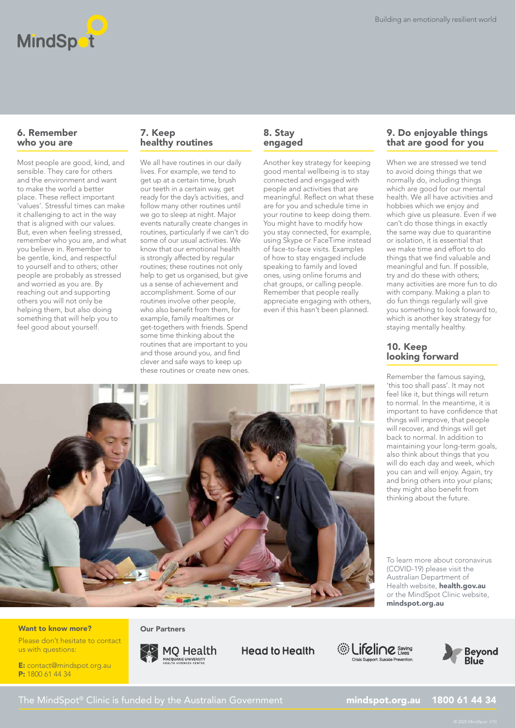## 6. Remember who you are

Most people are good, kind, and sensible. They care for others and the environment and want to make the world a better place. These reflect important 'values'. Stressful times can make it challenging to act in the way that is aligned with our values. But, even when feeling stressed, remember who you are, and what you believe in. Remember to be gentle, kind, and respectful to yourself and to others; other people are probably as stressed and worried as you are. By reaching out and supporting others you will not only be helping them, but also doing something that will help you to feel good about yourself.

## 7. Keep healthy routines

We all have routines in our daily lives. For example, we tend to get up at a certain time, brush our teeth in a certain way, get ready for the day's activities, and follow many other routines until we go to sleep at night. Major events naturally create changes in routines, particularly if we can't do some of our usual activities. We know that our emotional health is strongly affected by regular routines; these routines not only help to get us organised, but give us a sense of achievement and accomplishment. Some of our routines involve other people, who also benefit from them, for example, family mealtimes or get-togethers with friends. Spend some time thinking about the routines that are important to you and those around you, and find clever and safe ways to keep up these routines or create new ones.

## 8. Stay engaged

Another key strategy for keeping good mental wellbeing is to stay connected and engaged with people and activities that are meaningful. Reflect on what these are for you and schedule time in your routine to keep doing them. You might have to modify how you stay connected, for example, using Skype or FaceTime instead of face-to-face visits. Examples of how to stay engaged include speaking to family and loved ones, using online forums and chat groups, or calling people. Remember that people really appreciate engaging with others, even if this hasn't been planned.

## 9. Do enjoyable things that are good for you

When we are stressed we tend to avoid doing things that we normally do, including things which are good for our mental health. We all have activities and hobbies which we enjoy and which give us pleasure. Even if we can't do those things in exactly the same way due to quarantine or isolation, it is essential that we make time and effort to do things that we find valuable and meaningful and fun. If possible, try and do these with others; many activities are more fun to do with company. Making a plan to do fun things regularly will give you something to look forward to, which is another key strategy for staying mentally healthy.

## 10. Keep looking forward

Remember the famous saying, 'this too shall pass'. It may not feel like it, but things will return to normal. In the meantime, it is important to have confidence that things will improve, that people will recover, and things will get back to normal. In addition to maintaining your long-term goals, also think about things that you will do each day and week, which you can and will enjoy. Again, try and bring others into your plans; they might also benefit from thinking about the future.

To learn more about coronavirus (COVID-19) please visit the Australian Department of Health website, **health.gov.au** or the MindSpot Clinic website, **mindspot.org.au**

**Want to know more?**

Please don't hesitate to contact us with questions:

**E:** contact@mindspot.org.au
**P:** 1800 61 44 34

**Our Partners**

MQ Health – Macquarie University Health Sciences Centre
Head to Health
Lifeline – Saving Lives – Crisis Support. Suicide Prevention.
Beyond Blue

The MindSpot® Clinic is funded by the Australian Government **mindspot.org.au 1800 61 44 34**

© 2020 MindSpot V10